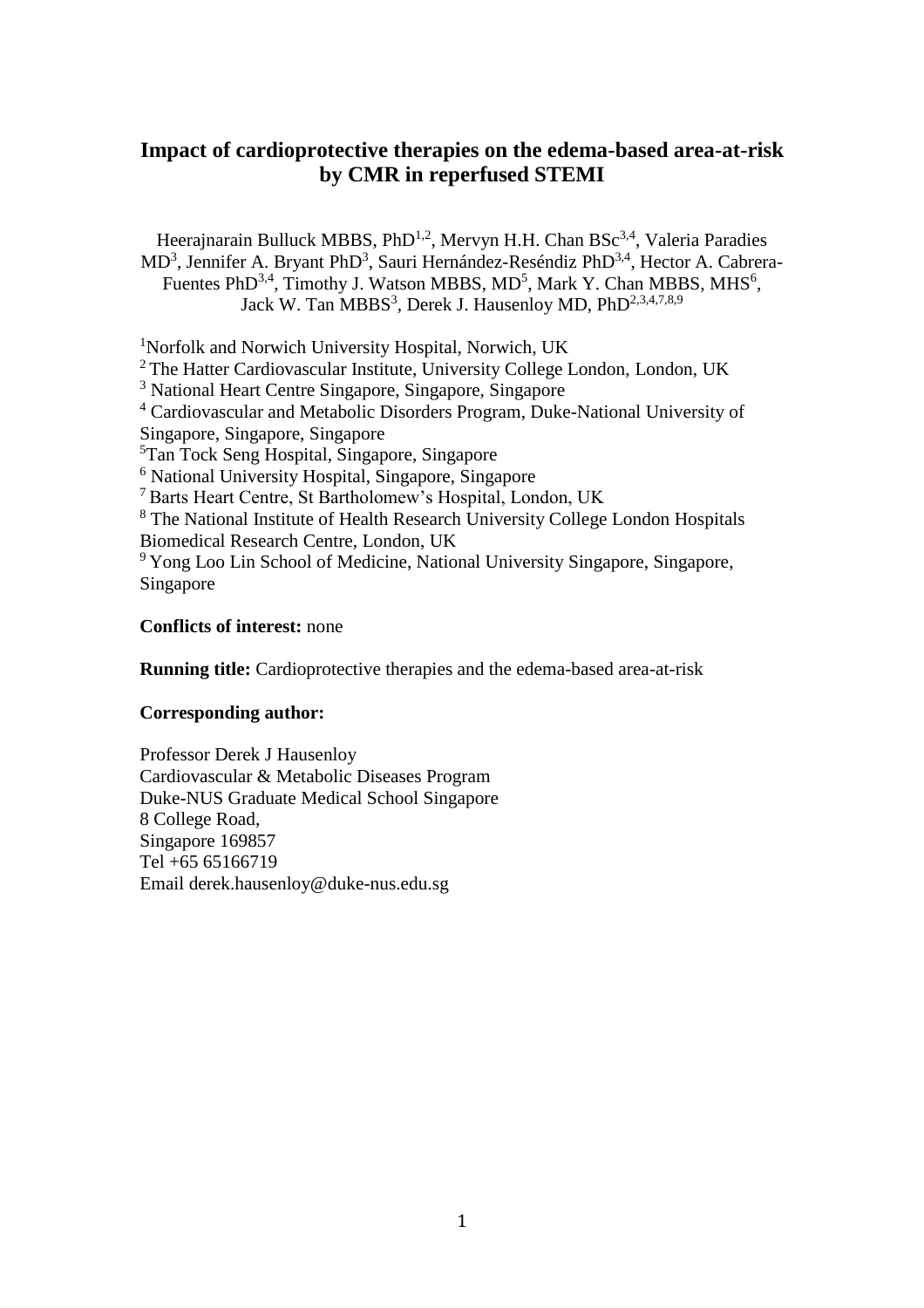# Impact of cardioprotective therapies on the edema-based area-at-risk by CMR in reperfused STEMI

Heerajnarain Bulluck MBBS, PhD[1,2], Mervyn H.H. Chan BSc[3,4], Valeria Paradies MD[3], Jennifer A. Bryant PhD[3], Sauri Hernández-Reséndiz PhD[3,4], Hector A. Cabrera-Fuentes PhD[3,4], Timothy J. Watson MBBS, MD[5], Mark Y. Chan MBBS, MHS[6], Jack W. Tan MBBS[3], Derek J. Hausenloy MD, PhD[2,3,4,7,8,9]

[1]Norfolk and Norwich University Hospital, Norwich, UK

[2] The Hatter Cardiovascular Institute, University College London, London, UK

[3] National Heart Centre Singapore, Singapore, Singapore

[4] Cardiovascular and Metabolic Disorders Program, Duke-National University of Singapore, Singapore, Singapore

[5]Tan Tock Seng Hospital, Singapore, Singapore

[6] National University Hospital, Singapore, Singapore

[7] Barts Heart Centre, St Bartholomew's Hospital, London, UK

[8] The National Institute of Health Research University College London Hospitals Biomedical Research Centre, London, UK

[9] Yong Loo Lin School of Medicine, National University Singapore, Singapore, Singapore

**Conflicts of interest:** none

**Running title:** Cardioprotective therapies and the edema-based area-at-risk

**Corresponding author:**

Professor Derek J Hausenloy
Cardiovascular & Metabolic Diseases Program
Duke-NUS Graduate Medical School Singapore
8 College Road,
Singapore 169857
Tel +65 65166719
Email derek.hausenloy@duke-nus.edu.sg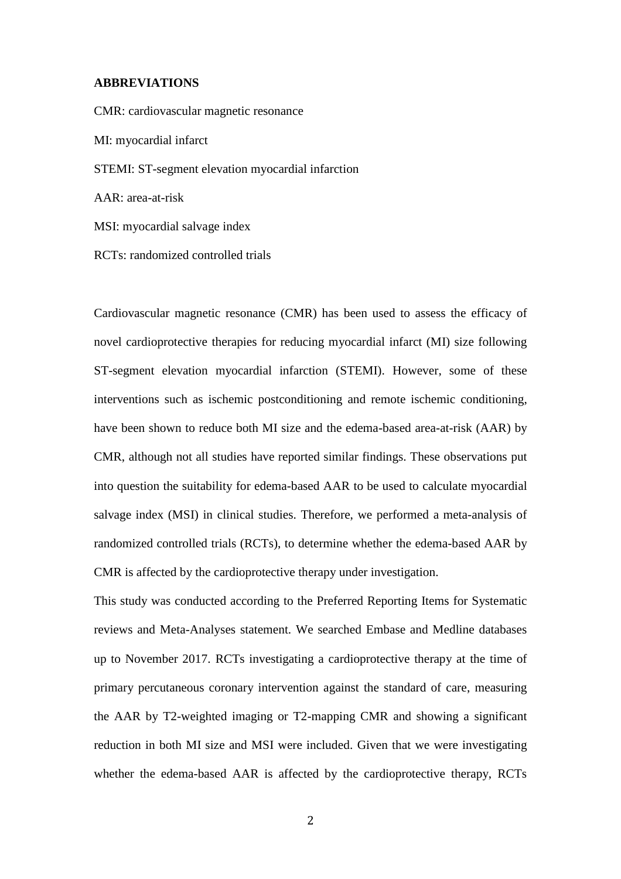**ABBREVIATIONS**

CMR: cardiovascular magnetic resonance

MI: myocardial infarct

STEMI: ST-segment elevation myocardial infarction

AAR: area-at-risk

MSI: myocardial salvage index

RCTs: randomized controlled trials

Cardiovascular magnetic resonance (CMR) has been used to assess the efficacy of novel cardioprotective therapies for reducing myocardial infarct (MI) size following ST-segment elevation myocardial infarction (STEMI). However, some of these interventions such as ischemic postconditioning and remote ischemic conditioning, have been shown to reduce both MI size and the edema-based area-at-risk (AAR) by CMR, although not all studies have reported similar findings. These observations put into question the suitability for edema-based AAR to be used to calculate myocardial salvage index (MSI) in clinical studies. Therefore, we performed a meta-analysis of randomized controlled trials (RCTs), to determine whether the edema-based AAR by CMR is affected by the cardioprotective therapy under investigation.

This study was conducted according to the Preferred Reporting Items for Systematic reviews and Meta-Analyses statement. We searched Embase and Medline databases up to November 2017. RCTs investigating a cardioprotective therapy at the time of primary percutaneous coronary intervention against the standard of care, measuring the AAR by T2-weighted imaging or T2-mapping CMR and showing a significant reduction in both MI size and MSI were included. Given that we were investigating whether the edema-based AAR is affected by the cardioprotective therapy, RCTs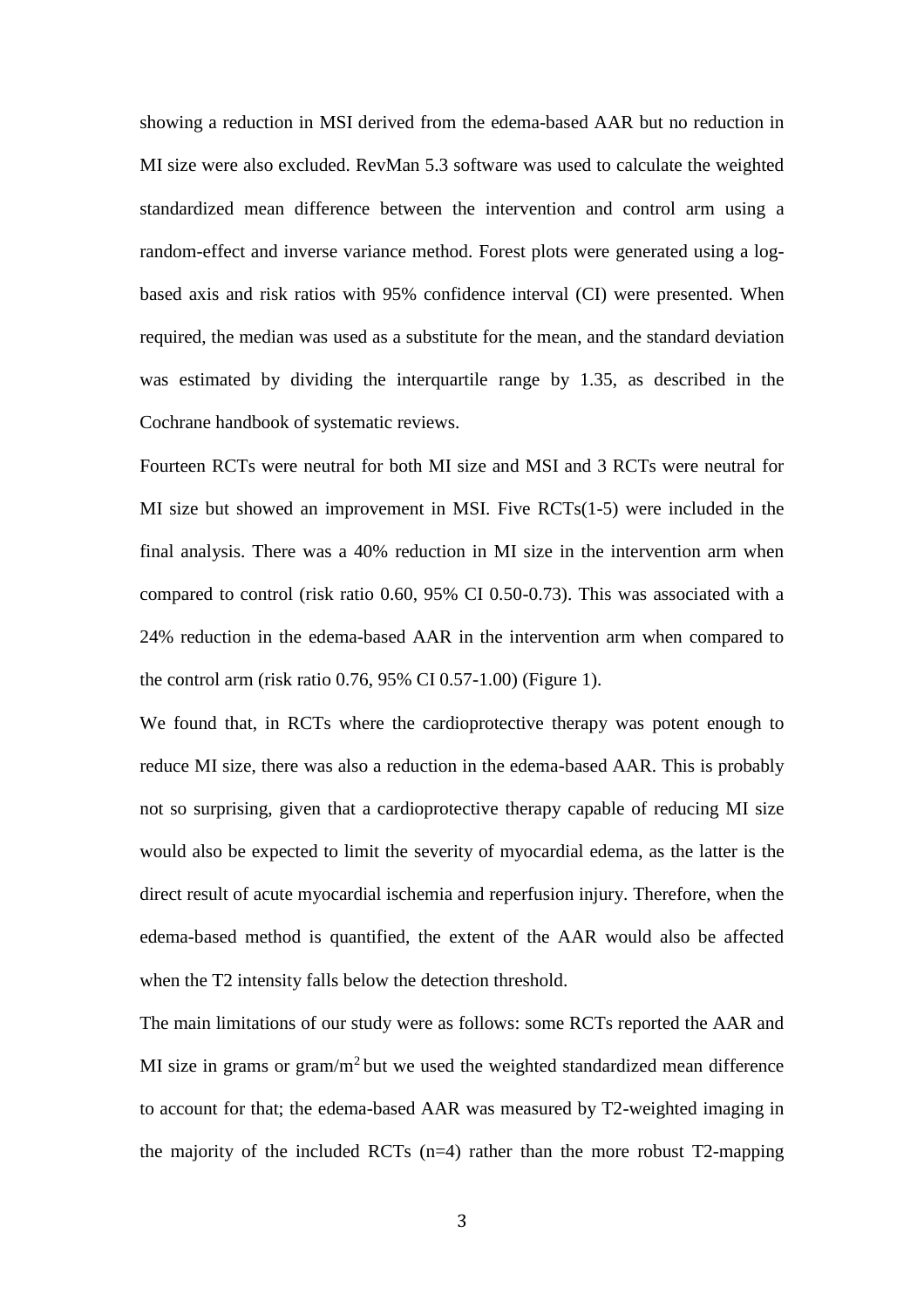showing a reduction in MSI derived from the edema-based AAR but no reduction in MI size were also excluded. RevMan 5.3 software was used to calculate the weighted standardized mean difference between the intervention and control arm using a random-effect and inverse variance method. Forest plots were generated using a log-based axis and risk ratios with 95% confidence interval (CI) were presented. When required, the median was used as a substitute for the mean, and the standard deviation was estimated by dividing the interquartile range by 1.35, as described in the Cochrane handbook of systematic reviews.

Fourteen RCTs were neutral for both MI size and MSI and 3 RCTs were neutral for MI size but showed an improvement in MSI. Five RCTs(1-5) were included in the final analysis. There was a 40% reduction in MI size in the intervention arm when compared to control (risk ratio 0.60, 95% CI 0.50-0.73). This was associated with a 24% reduction in the edema-based AAR in the intervention arm when compared to the control arm (risk ratio 0.76, 95% CI 0.57-1.00) (Figure 1).

We found that, in RCTs where the cardioprotective therapy was potent enough to reduce MI size, there was also a reduction in the edema-based AAR. This is probably not so surprising, given that a cardioprotective therapy capable of reducing MI size would also be expected to limit the severity of myocardial edema, as the latter is the direct result of acute myocardial ischemia and reperfusion injury. Therefore, when the edema-based method is quantified, the extent of the AAR would also be affected when the T2 intensity falls below the detection threshold.

The main limitations of our study were as follows: some RCTs reported the AAR and MI size in grams or gram/m$^2$ but we used the weighted standardized mean difference to account for that; the edema-based AAR was measured by T2-weighted imaging in the majority of the included RCTs (n=4) rather than the more robust T2-mapping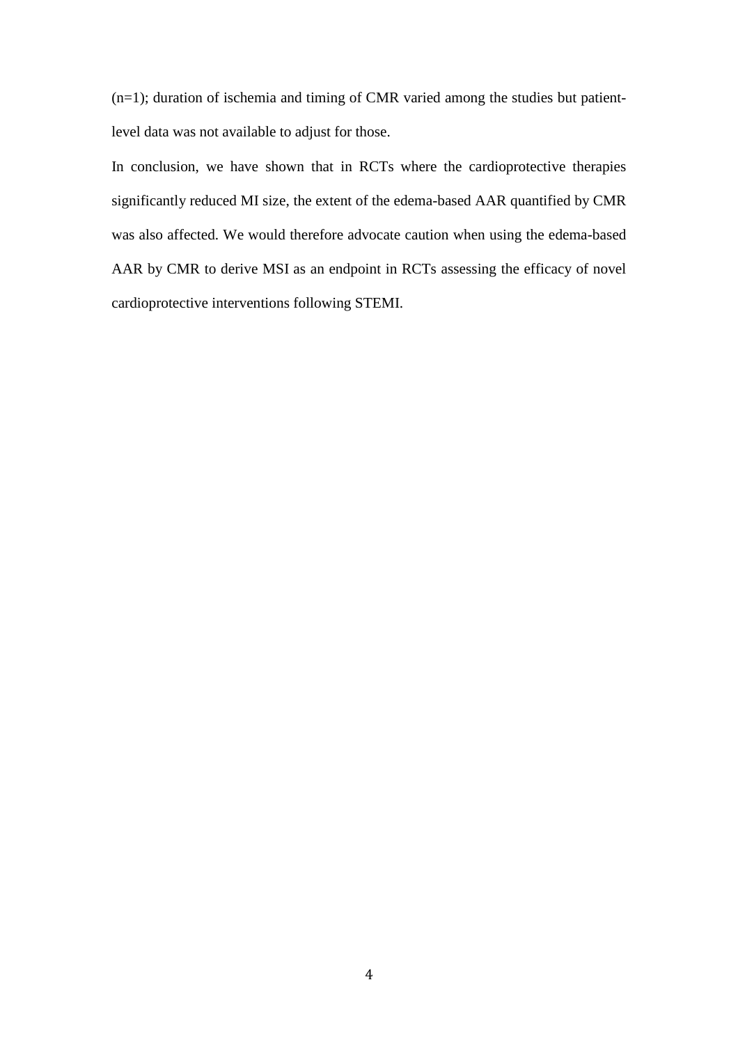(n=1); duration of ischemia and timing of CMR varied among the studies but patient-level data was not available to adjust for those.

In conclusion, we have shown that in RCTs where the cardioprotective therapies significantly reduced MI size, the extent of the edema-based AAR quantified by CMR was also affected. We would therefore advocate caution when using the edema-based AAR by CMR to derive MSI as an endpoint in RCTs assessing the efficacy of novel cardioprotective interventions following STEMI.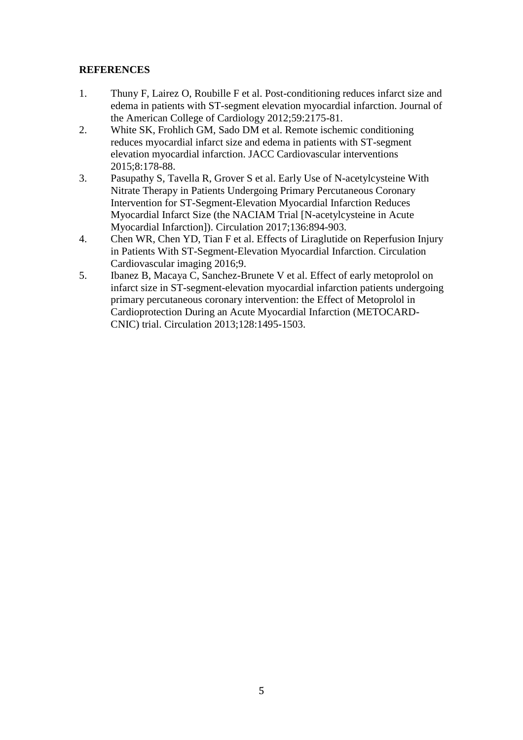## REFERENCES

1. Thuny F, Lairez O, Roubille F et al. Post-conditioning reduces infarct size and edema in patients with ST-segment elevation myocardial infarction. Journal of the American College of Cardiology 2012;59:2175-81.
2. White SK, Frohlich GM, Sado DM et al. Remote ischemic conditioning reduces myocardial infarct size and edema in patients with ST-segment elevation myocardial infarction. JACC Cardiovascular interventions 2015;8:178-88.
3. Pasupathy S, Tavella R, Grover S et al. Early Use of N-acetylcysteine With Nitrate Therapy in Patients Undergoing Primary Percutaneous Coronary Intervention for ST-Segment-Elevation Myocardial Infarction Reduces Myocardial Infarct Size (the NACIAM Trial [N-acetylcysteine in Acute Myocardial Infarction]). Circulation 2017;136:894-903.
4. Chen WR, Chen YD, Tian F et al. Effects of Liraglutide on Reperfusion Injury in Patients With ST-Segment-Elevation Myocardial Infarction. Circulation Cardiovascular imaging 2016;9.
5. Ibanez B, Macaya C, Sanchez-Brunete V et al. Effect of early metoprolol on infarct size in ST-segment-elevation myocardial infarction patients undergoing primary percutaneous coronary intervention: the Effect of Metoprolol in Cardioprotection During an Acute Myocardial Infarction (METOCARD-CNIC) trial. Circulation 2013;128:1495-1503.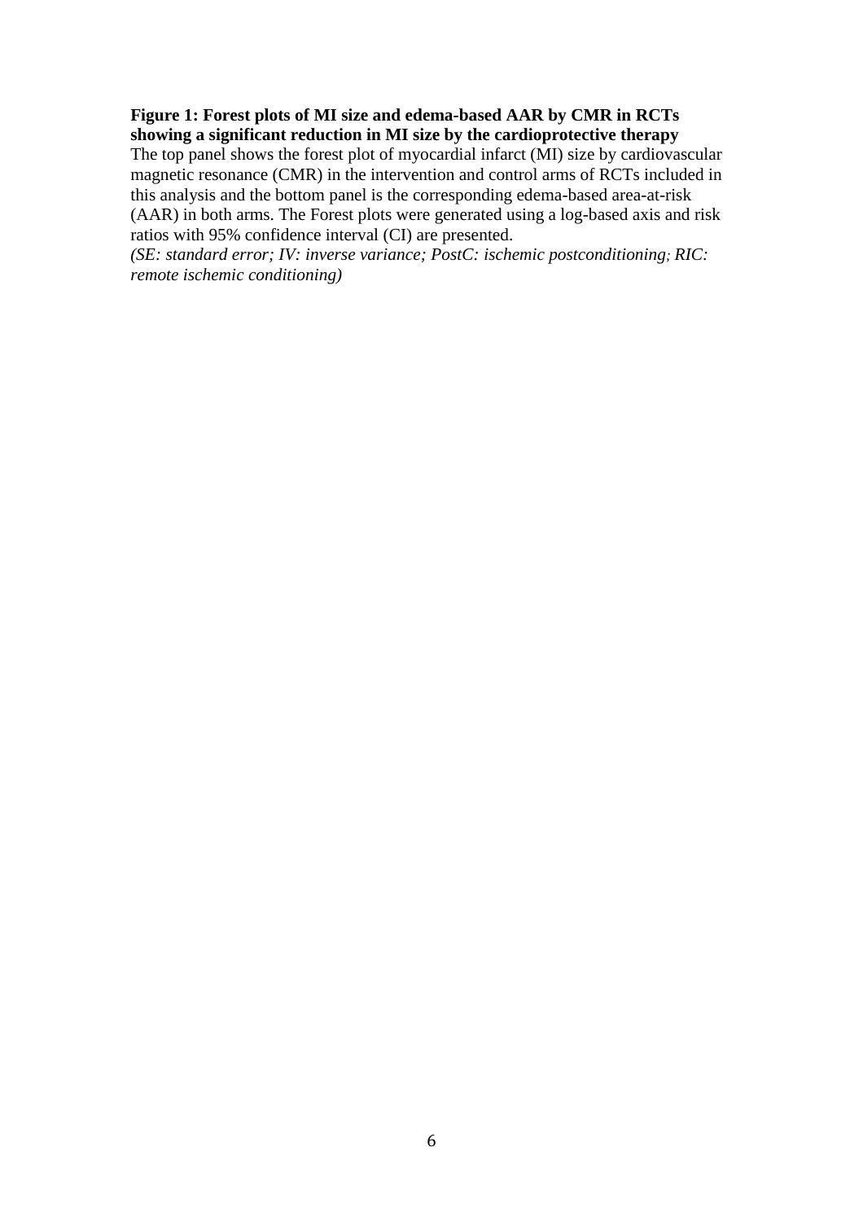**Figure 1: Forest plots of MI size and edema-based AAR by CMR in RCTs showing a significant reduction in MI size by the cardioprotective therapy**

The top panel shows the forest plot of myocardial infarct (MI) size by cardiovascular magnetic resonance (CMR) in the intervention and control arms of RCTs included in this analysis and the bottom panel is the corresponding edema-based area-at-risk (AAR) in both arms. The Forest plots were generated using a log-based axis and risk ratios with 95% confidence interval (CI) are presented.

*(SE: standard error; IV: inverse variance; PostC: ischemic postconditioning; RIC: remote ischemic conditioning)*